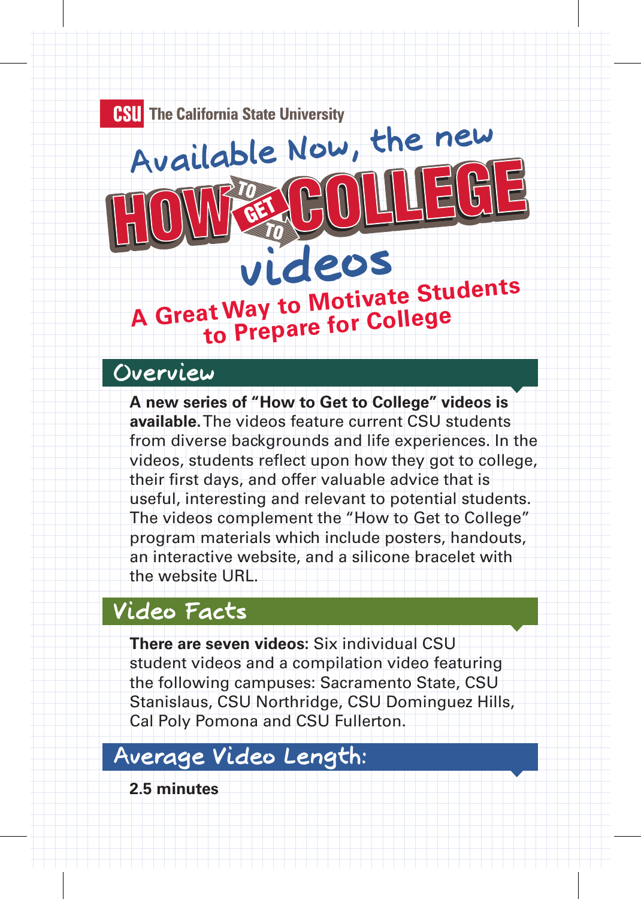**CSU** The California State University

# Available Now, the new HOW TO GET TO COLLEGE videos

### A Great Way to Motivate Students to Prepare for College

## Overview

**A new series of "How to Get to College" videos is available.** The videos feature current CSU students from diverse backgrounds and life experiences. In the videos, students reflect upon how they got to college, their first days, and offer valuable advice that is useful, interesting and relevant to potential students. The videos complement the "How to Get to College" program materials which include posters, handouts, an interactive website, and a silicone bracelet with the website URL.

## Video Facts

**There are seven videos:** Six individual CSU student videos and a compilation video featuring the following campuses: Sacramento State, CSU Stanislaus, CSU Northridge, CSU Dominguez Hills, Cal Poly Pomona and CSU Fullerton.

## Average Video Length:

**2.5 minutes**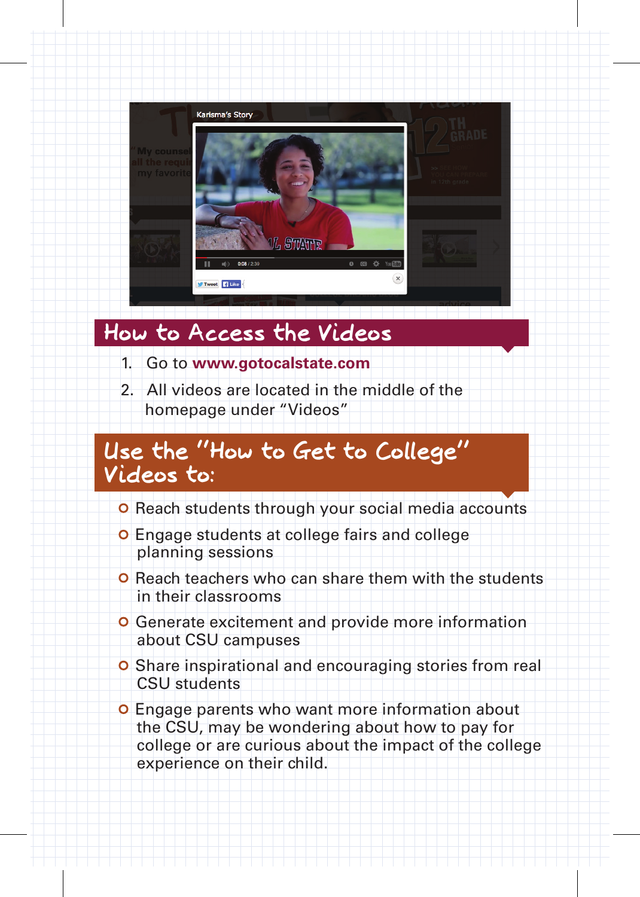## How to Access the Videos

1. Go to **www.gotocalstate.com**
2. All videos are located in the middle of the homepage under "Videos"

## Use the "How to Get to College" Videos to:

- Reach students through your social media accounts
- Engage students at college fairs and college planning sessions
- Reach teachers who can share them with the students in their classrooms
- Generate excitement and provide more information about CSU campuses
- Share inspirational and encouraging stories from real CSU students
- Engage parents who want more information about the CSU, may be wondering about how to pay for college or are curious about the impact of the college experience on their child.